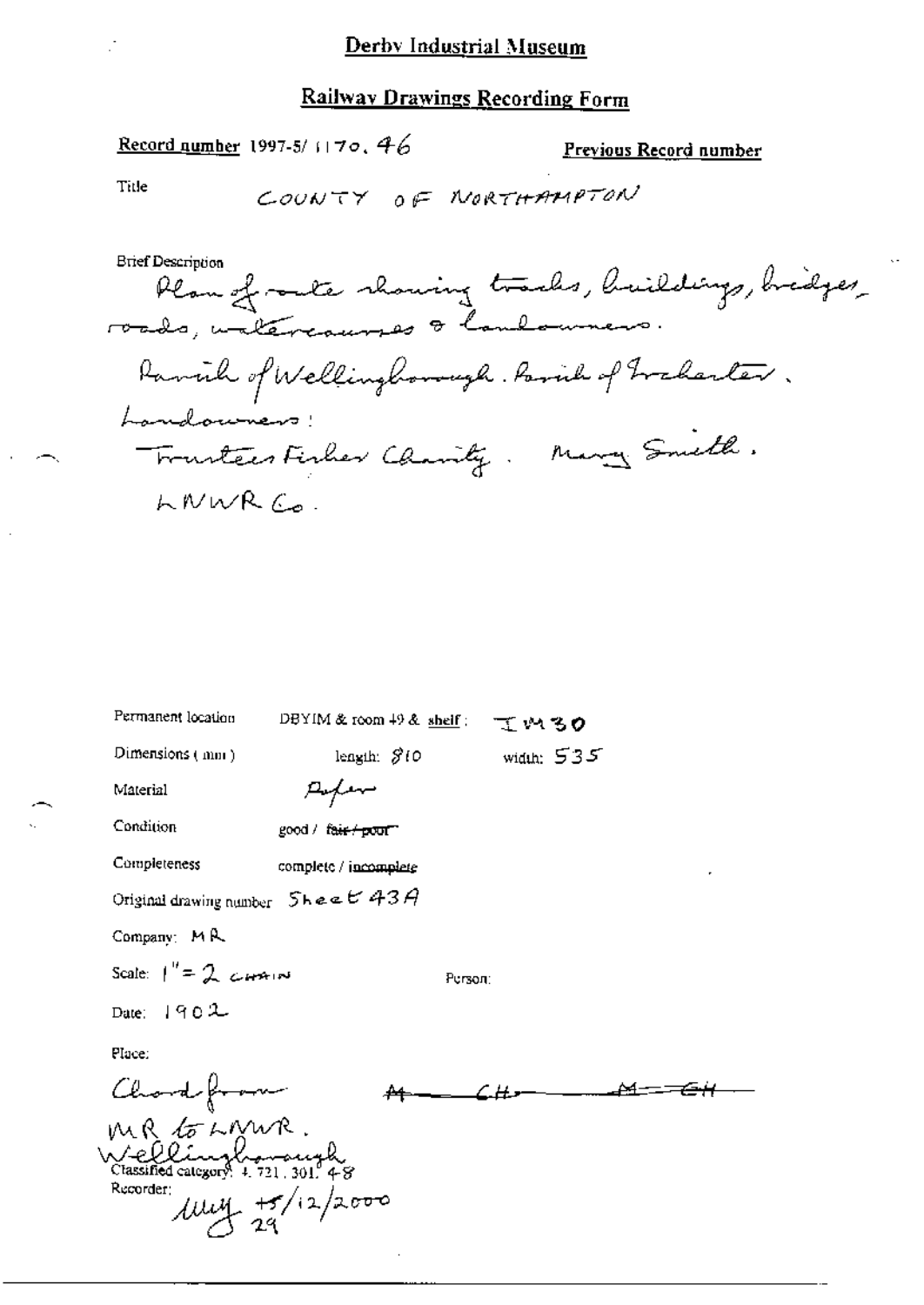# Derby Industrial Museum

## Railway Drawings Recording Form

**Record number** 1997-5/ 1170. 46

**Previous Record number**

Title: COUNTY OF NORTHAMPTON

Brief Description

Plan of route showing tracks, buildings, bridges, roads, watercourses & landowners.

Parish of Wellingborough. Parish of Irchester.

Landowners:

Trustees Fisher Charity. Mary Smith.

LNWR Co.

Permanent location: DBYIM & room 49 & shelf: IM30

Dimensions (mm): length: 810 width: 535

Material: Paper

Condition: good / ~~fair / poor~~

Completeness: complete / incomplete

Original drawing number: Sheet 43A

Company: MR

Scale: 1" = 2 chain

Person:

Date: 1902

Place:

Chord from ~~M — CH — M — CH~~

MR to LNWR.

Wellingborough

Classified category: 4. 721. 301. 48

Recorder: 15/12/2000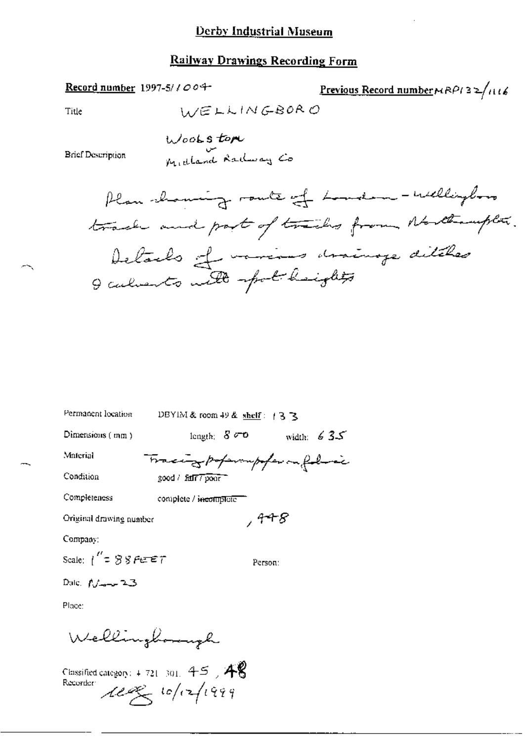# Derby Industrial Museum

## Railway Drawings Recording Form

**Record number** 1997-5/1004

**Previous Record number** MRP132/1116

Title: WELLINGBORO

Brief Description: Woolston v Midland Railway Co

Plan showing route of London - Wellingboro track and part of tracks from Northampton. Details of various drainage ditches & culverts with spot heights

Permanent location: DBYIM & room 49 & **shelf**: 133

Dimensions (mm): length: 800 width: 635

Material: Tracing paper/paper on fabric

Condition: good / fair / poor

Completeness: complete / incomplete

Original drawing number: , 448

Company:

Scale: 1" = 88 FEET

Person:

Date: Nov 23

Place:

Wellingborough

Classified category: 4.721.301. 45, 48

Recorder: [signature] 10/12/1999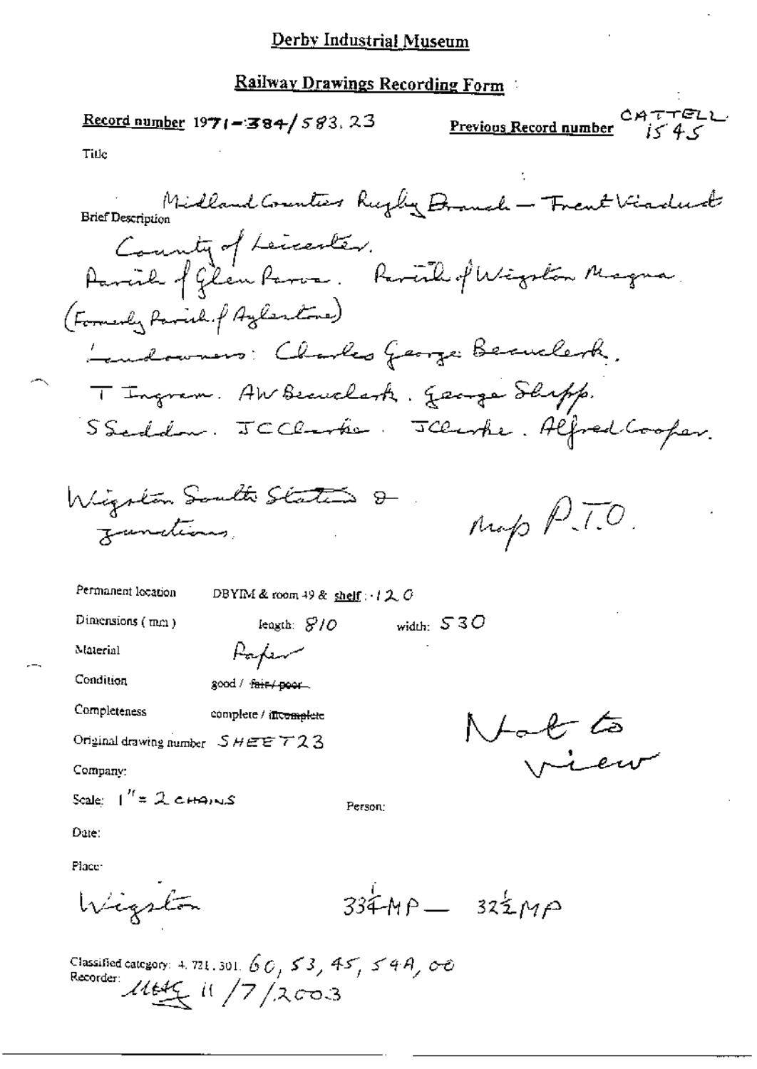Derby Industrial Museum

Railway Drawings Recording Form

Record number 1971-384/583.23

Previous Record number CATTELL 1545

Title

Brief Description Midland Counties Rugby Branch — Trent Viaduct
County of Leicester.
Parish of Glen Parva. Parish of Wigston Magna.
(Formerly Parish of Aylestone)
Landowners: Charles George Beauclerk.
T Ingram. AW Beauclerk. George Shipp.
S Seddon. JC Clarke. J Clarke. Alfred Cooper.

Wigston South Station & Junctions.

Map P.T.O.

Permanent location DBYIM & room 49 & shelf : 120

Dimensions (mm) length: 810 width: 530

Material Paper

Condition good / ~~fair / poor~~

Completeness complete / ~~incomplete~~

Original drawing number SHEET 23

Not to view

Company:

Scale: 1" = 2 CHAINS

Person:

Date:

Place:

Wigston

33¼MP — 32½MP

Classified category: 4. 721. 301. 60, 53, 45, 54A, 00

Recorder: MHG 11/7/2003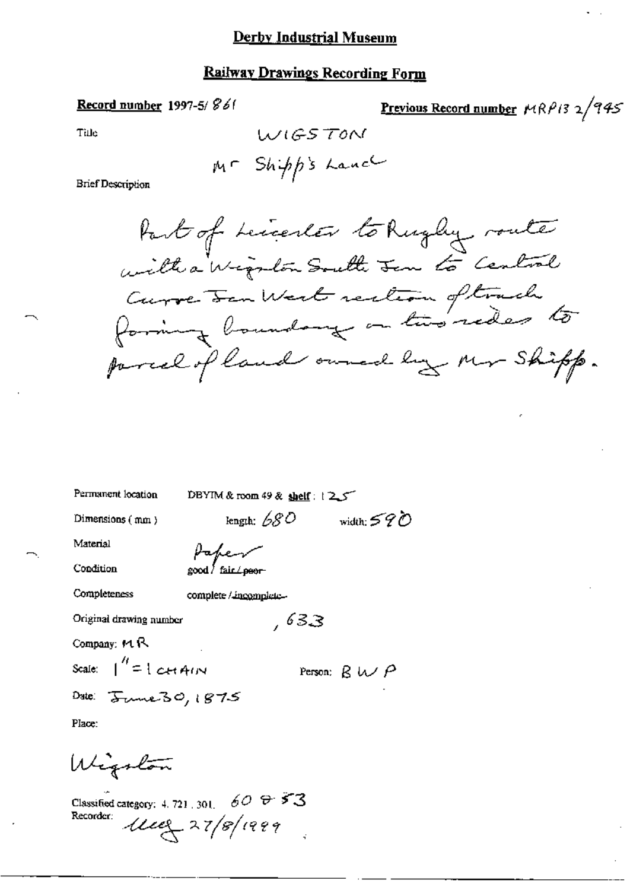**Derby Industrial Museum**

**Railway Drawings Recording Form**

**Record number** 1997-5/ 861

**Previous Record number** MRP13 2/945

Title

WIGSTON

Mr Shipp's Land

Brief Description

Part of Leicester to Rugby route with a Wigston South Jcn to Central Curve Jcn West section of track forming boundary on two sides to parcel of land owned by Mr Shipp.

Permanent location DBYIM & room 49 & shelf : 125

Dimensions ( mm ) length: 680 width: 590

Material Paper

Condition good / ~~fair / poor~~

Completeness complete / ~~incomplete~~

Original drawing number , 633

Company: MR

Scale: 1" = 1 CHAIN

Person: BWP

Date: June 30, 1875

Place:

Wigston

Classified category: 4. 721 . 301. 60 & 53

Recorder: Meg 27/8/1999